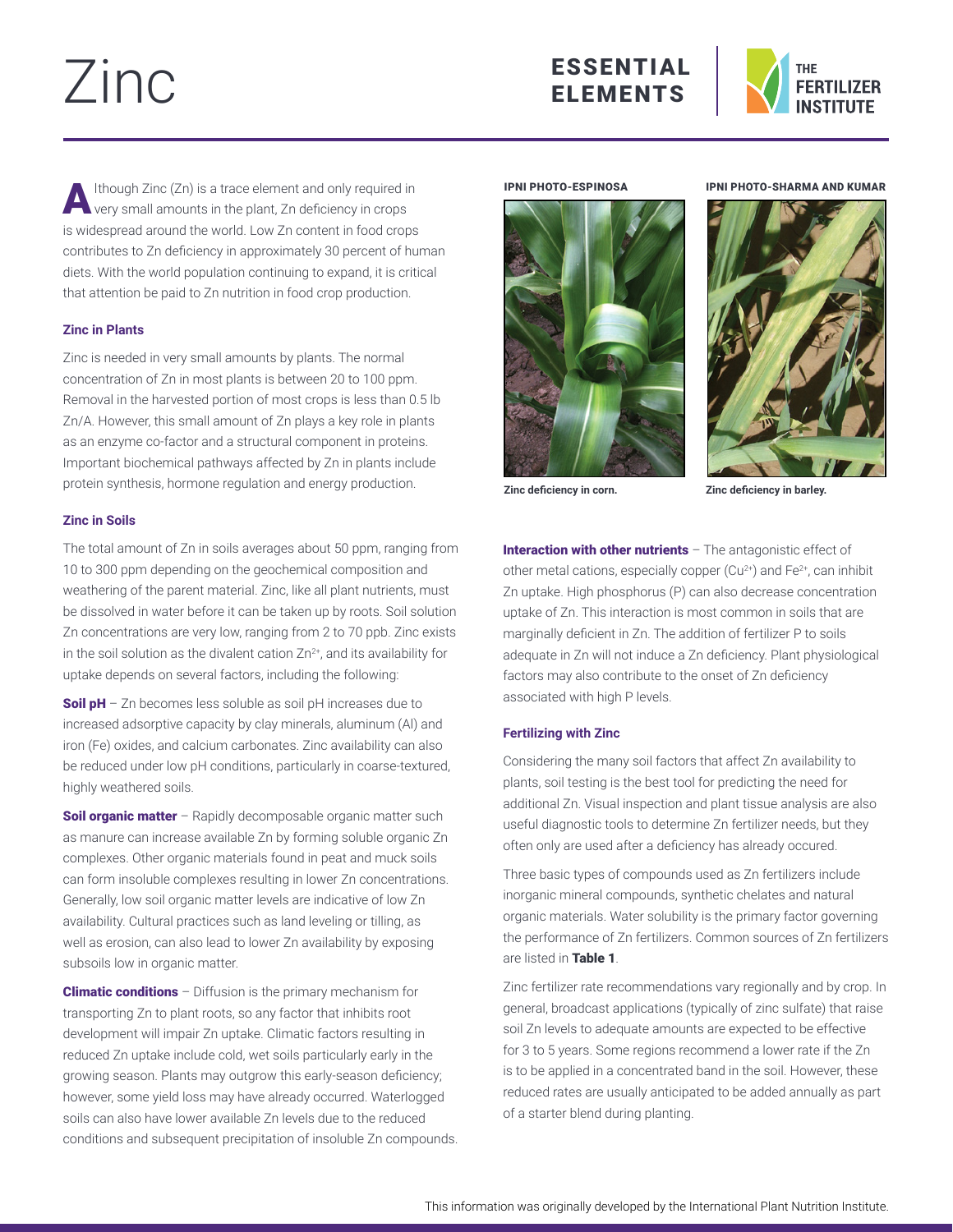# Zinc

ESSENTIAL ELEMENTS

THE FERTILIZER INSTITUTE

Although Zinc (Zn) is a trace element and only required in very small amounts in the plant, Zn deficiency in crops is widespread around the world. Low Zn content in food crops contributes to Zn deficiency in approximately 30 percent of human diets. With the world population continuing to expand, it is critical that attention be paid to Zn nutrition in food crop production.

### Zinc in Plants

Zinc is needed in very small amounts by plants. The normal concentration of Zn in most plants is between 20 to 100 ppm. Removal in the harvested portion of most crops is less than 0.5 lb Zn/A. However, this small amount of Zn plays a key role in plants as an enzyme co-factor and a structural component in proteins. Important biochemical pathways affected by Zn in plants include protein synthesis, hormone regulation and energy production.

### Zinc in Soils

The total amount of Zn in soils averages about 50 ppm, ranging from 10 to 300 ppm depending on the geochemical composition and weathering of the parent material. Zinc, like all plant nutrients, must be dissolved in water before it can be taken up by roots. Soil solution Zn concentrations are very low, ranging from 2 to 70 ppb. Zinc exists in the soil solution as the divalent cation $Zn^{2+}$, and its availability for uptake depends on several factors, including the following:

**Soil pH** – Zn becomes less soluble as soil pH increases due to increased adsorptive capacity by clay minerals, aluminum (Al) and iron (Fe) oxides, and calcium carbonates. Zinc availability can also be reduced under low pH conditions, particularly in coarse-textured, highly weathered soils.

**Soil organic matter** – Rapidly decomposable organic matter such as manure can increase available Zn by forming soluble organic Zn complexes. Other organic materials found in peat and muck soils can form insoluble complexes resulting in lower Zn concentrations. Generally, low soil organic matter levels are indicative of low Zn availability. Cultural practices such as land leveling or tilling, as well as erosion, can also lead to lower Zn availability by exposing subsoils low in organic matter.

**Climatic conditions** – Diffusion is the primary mechanism for transporting Zn to plant roots, so any factor that inhibits root development will impair Zn uptake. Climatic factors resulting in reduced Zn uptake include cold, wet soils particularly early in the growing season. Plants may outgrow this early-season deficiency; however, some yield loss may have already occurred. Waterlogged soils can also have lower available Zn levels due to the reduced conditions and subsequent precipitation of insoluble Zn compounds.

IPNI PHOTO-ESPINOSA

Zinc deficiency in corn.

IPNI PHOTO-SHARMA AND KUMAR

Zinc deficiency in barley.

**Interaction with other nutrients** – The antagonistic effect of other metal cations, especially copper ($Cu^{2+}$) and $Fe^{2+}$, can inhibit Zn uptake. High phosphorus (P) can also decrease concentration uptake of Zn. This interaction is most common in soils that are marginally deficient in Zn. The addition of fertilizer P to soils adequate in Zn will not induce a Zn deficiency. Plant physiological factors may also contribute to the onset of Zn deficiency associated with high P levels.

### Fertilizing with Zinc

Considering the many soil factors that affect Zn availability to plants, soil testing is the best tool for predicting the need for additional Zn. Visual inspection and plant tissue analysis are also useful diagnostic tools to determine Zn fertilizer needs, but they often only are used after a deficiency has already occured.

Three basic types of compounds used as Zn fertilizers include inorganic mineral compounds, synthetic chelates and natural organic materials. Water solubility is the primary factor governing the performance of Zn fertilizers. Common sources of Zn fertilizers are listed in **Table 1**.

Zinc fertilizer rate recommendations vary regionally and by crop. In general, broadcast applications (typically of zinc sulfate) that raise soil Zn levels to adequate amounts are expected to be effective for 3 to 5 years. Some regions recommend a lower rate if the Zn is to be applied in a concentrated band in the soil. However, these reduced rates are usually anticipated to be added annually as part of a starter blend during planting.

This information was originally developed by the International Plant Nutrition Institute.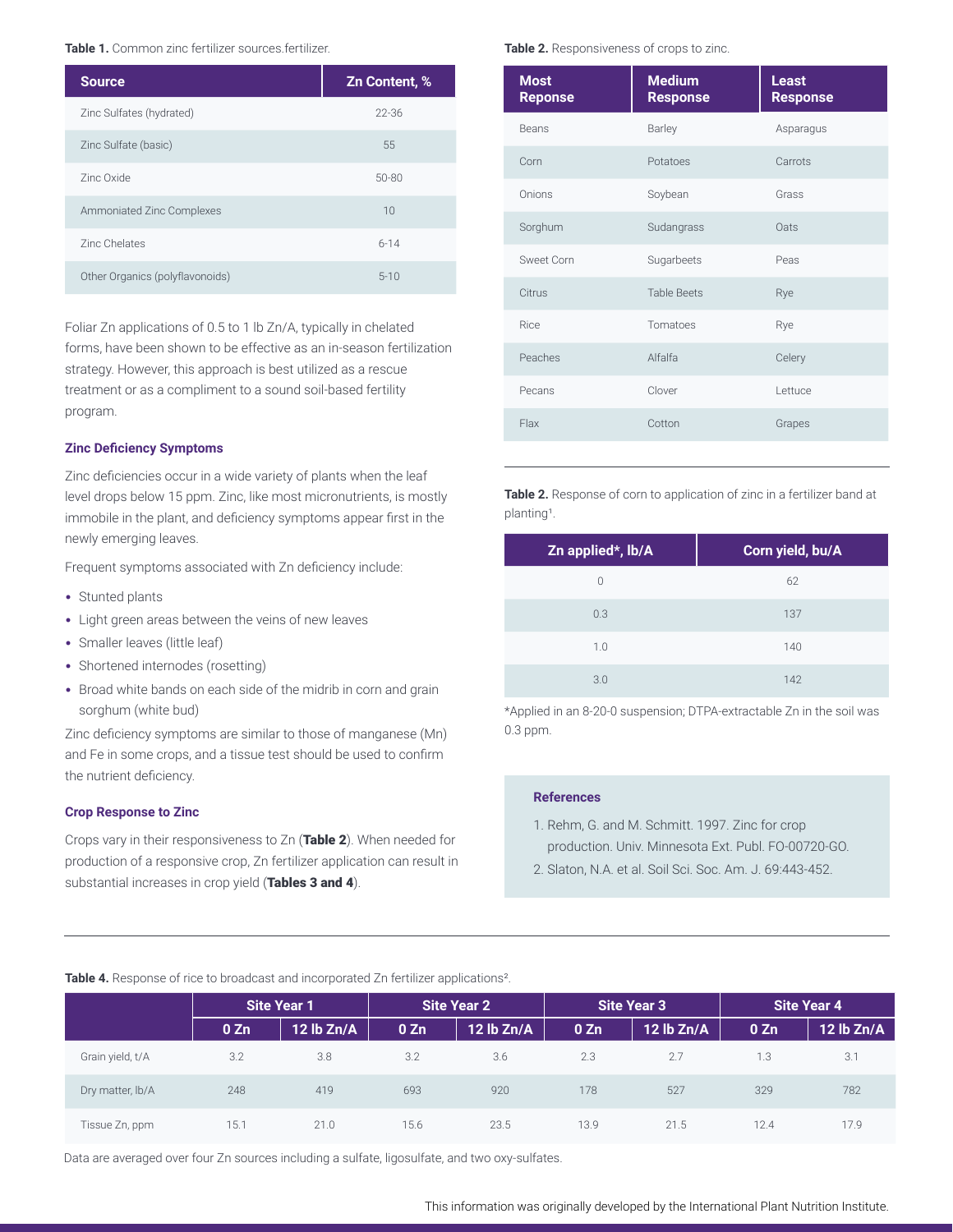**Table 1.** Common zinc fertilizer sources.fertilizer.

| Source | Zn Content, % |
|---|---|
| Zinc Sulfates (hydrated) | 22-36 |
| Zinc Sulfate (basic) | 55 |
| Zinc Oxide | 50-80 |
| Ammoniated Zinc Complexes | 10 |
| Zinc Chelates | 6-14 |
| Other Organics (polyflavonoids) | 5-10 |

Foliar Zn applications of 0.5 to 1 lb Zn/A, typically in chelated forms, have been shown to be effective as an in-season fertilization strategy. However, this approach is best utilized as a rescue treatment or as a compliment to a sound soil-based fertility program.

### Zinc Deficiency Symptoms

Zinc deficiencies occur in a wide variety of plants when the leaf level drops below 15 ppm. Zinc, like most micronutrients, is mostly immobile in the plant, and deficiency symptoms appear first in the newly emerging leaves.

Frequent symptoms associated with Zn deficiency include:

- Stunted plants
- Light green areas between the veins of new leaves
- Smaller leaves (little leaf)
- Shortened internodes (rosetting)
- Broad white bands on each side of the midrib in corn and grain sorghum (white bud)

Zinc deficiency symptoms are similar to those of manganese (Mn) and Fe in some crops, and a tissue test should be used to confirm the nutrient deficiency.

### Crop Response to Zinc

Crops vary in their responsiveness to Zn (**Table 2**). When needed for production of a responsive crop, Zn fertilizer application can result in substantial increases in crop yield (**Tables 3 and 4**).

**Table 2.** Responsiveness of crops to zinc.

| Most Reponse | Medium Response | Least Response |
|---|---|---|
| Beans | Barley | Asparagus |
| Corn | Potatoes | Carrots |
| Onions | Soybean | Grass |
| Sorghum | Sudangrass | Oats |
| Sweet Corn | Sugarbeets | Peas |
| Citrus | Table Beets | Rye |
| Rice | Tomatoes | Rye |
| Peaches | Alfalfa | Celery |
| Pecans | Clover | Lettuce |
| Flax | Cotton | Grapes |

**Table 2.** Response of corn to application of zinc in a fertilizer band at planting[1].

| Zn applied*, lb/A | Corn yield, bu/A |
|---|---|
| 0 | 62 |
| 0.3 | 137 |
| 1.0 | 140 |
| 3.0 | 142 |

*Applied in an 8-20-0 suspension; DTPA-extractable Zn in the soil was 0.3 ppm.

### References

1. Rehm, G. and M. Schmitt. 1997. Zinc for crop production. Univ. Minnesota Ext. Publ. FO-00720-GO.
2. Slaton, N.A. et al. Soil Sci. Soc. Am. J. 69:443-452.

**Table 4.** Response of rice to broadcast and incorporated Zn fertilizer applications[2].

| | Site Year 1 | | Site Year 2 | | Site Year 3 | | Site Year 4 | |
|---|---|---|---|---|---|---|---|---|
| | 0 Zn | 12 lb Zn/A | 0 Zn | 12 lb Zn/A | 0 Zn | 12 lb Zn/A | 0 Zn | 12 lb Zn/A |
| Grain yield, t/A | 3.2 | 3.8 | 3.2 | 3.6 | 2.3 | 2.7 | 1.3 | 3.1 |
| Dry matter, lb/A | 248 | 419 | 693 | 920 | 178 | 527 | 329 | 782 |
| Tissue Zn, ppm | 15.1 | 21.0 | 15.6 | 23.5 | 13.9 | 21.5 | 12.4 | 17.9 |

Data are averaged over four Zn sources including a sulfate, ligosulfate, and two oxy-sulfates.

This information was originally developed by the International Plant Nutrition Institute.